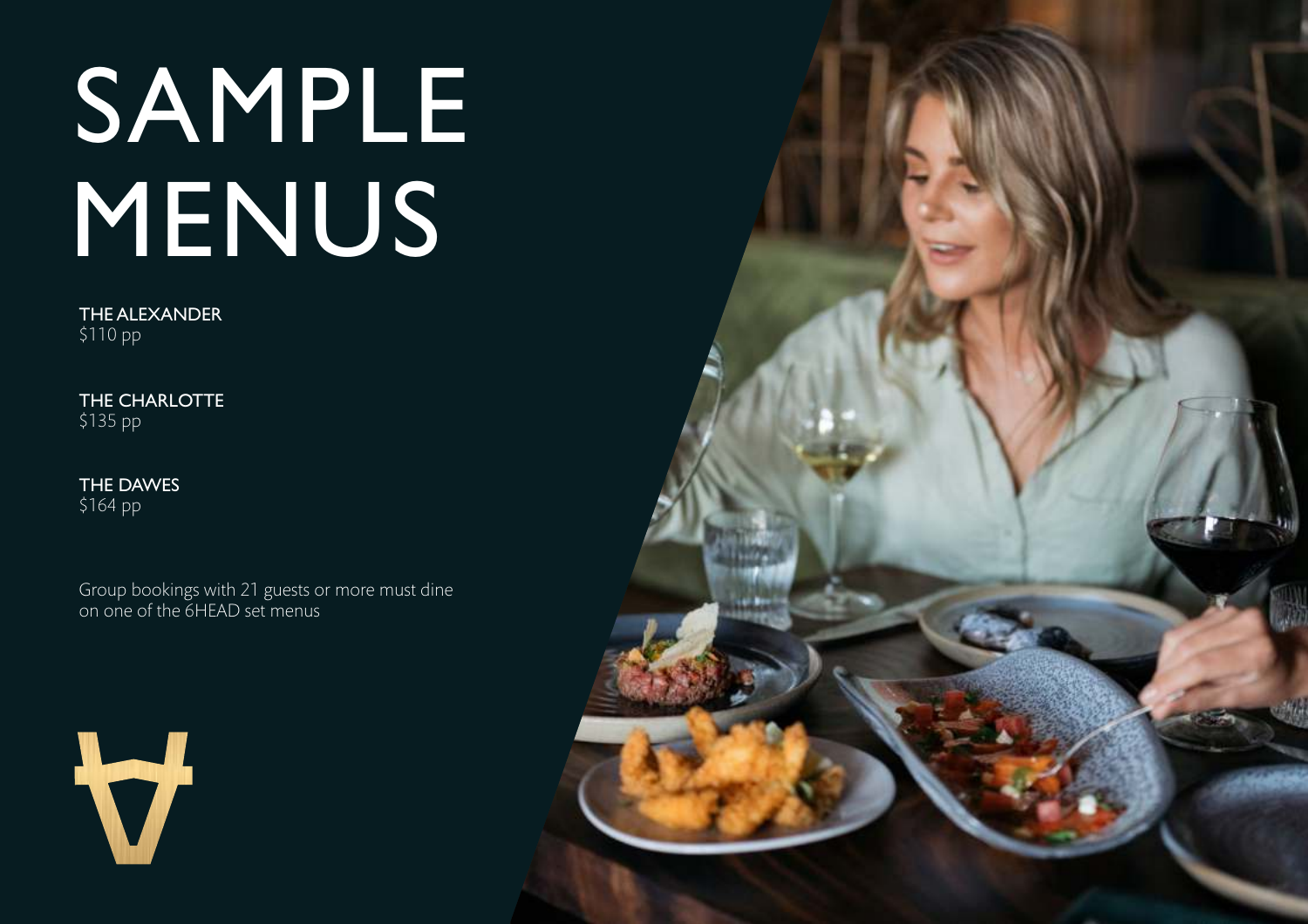# SAMPLE MENUS

**THE ALEXANDER**
$110 pp

**THE CHARLOTTE**
$135 pp

**THE DAWES**
$164 pp

Group bookings with 21 guests or more must dine on one of the 6HEAD set menus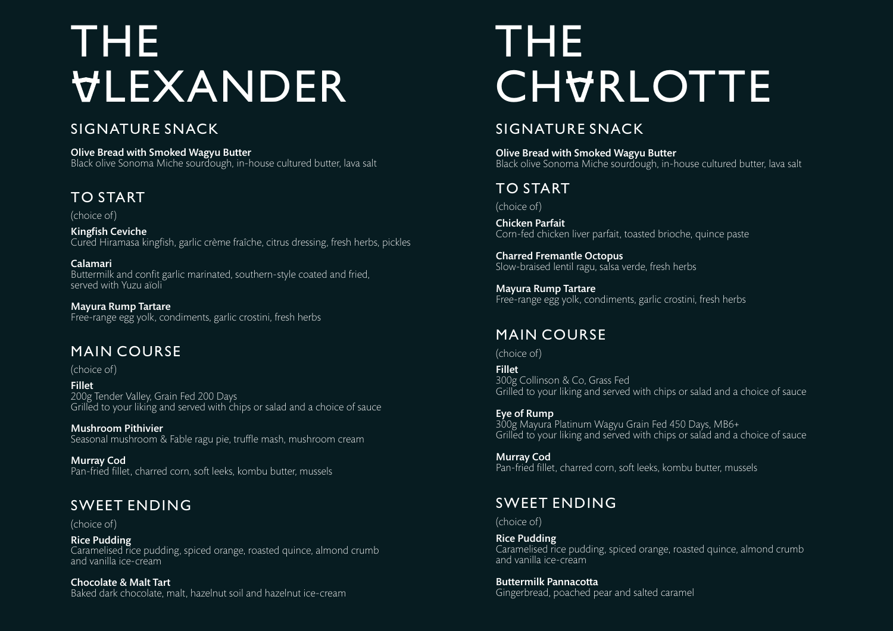# THE ALEXANDER

## SIGNATURE SNACK

**Olive Bread with Smoked Wagyu Butter**
Black olive Sonoma Miche sourdough, in-house cultured butter, lava salt

## TO START

(choice of)

**Kingfish Ceviche**
Cured Hiramasa kingfish, garlic crème fraîche, citrus dressing, fresh herbs, pickles

**Calamari**
Buttermilk and confit garlic marinated, southern-style coated and fried, served with Yuzu aïoli

**Mayura Rump Tartare**
Free-range egg yolk, condiments, garlic crostini, fresh herbs

## MAIN COURSE

(choice of)

**Fillet**
200g Tender Valley, Grain Fed 200 Days
Grilled to your liking and served with chips or salad and a choice of sauce

**Mushroom Pithivier**
Seasonal mushroom & Fable ragu pie, truffle mash, mushroom cream

**Murray Cod**
Pan-fried fillet, charred corn, soft leeks, kombu butter, mussels

## SWEET ENDING

(choice of)

**Rice Pudding**
Caramelised rice pudding, spiced orange, roasted quince, almond crumb and vanilla ice-cream

**Chocolate & Malt Tart**
Baked dark chocolate, malt, hazelnut soil and hazelnut ice-cream

# THE CHARLOTTE

## SIGNATURE SNACK

**Olive Bread with Smoked Wagyu Butter**
Black olive Sonoma Miche sourdough, in-house cultured butter, lava salt

## TO START

(choice of)

**Chicken Parfait**
Corn-fed chicken liver parfait, toasted brioche, quince paste

**Charred Fremantle Octopus**
Slow-braised lentil ragu, salsa verde, fresh herbs

**Mayura Rump Tartare**
Free-range egg yolk, condiments, garlic crostini, fresh herbs

## MAIN COURSE

(choice of)

**Fillet**
300g Collinson & Co, Grass Fed
Grilled to your liking and served with chips or salad and a choice of sauce

**Eye of Rump**
300g Mayura Platinum Wagyu Grain Fed 450 Days, MB6+
Grilled to your liking and served with chips or salad and a choice of sauce

**Murray Cod**
Pan-fried fillet, charred corn, soft leeks, kombu butter, mussels

## SWEET ENDING

(choice of)

**Rice Pudding**
Caramelised rice pudding, spiced orange, roasted quince, almond crumb and vanilla ice-cream

**Buttermilk Pannacotta**
Gingerbread, poached pear and salted caramel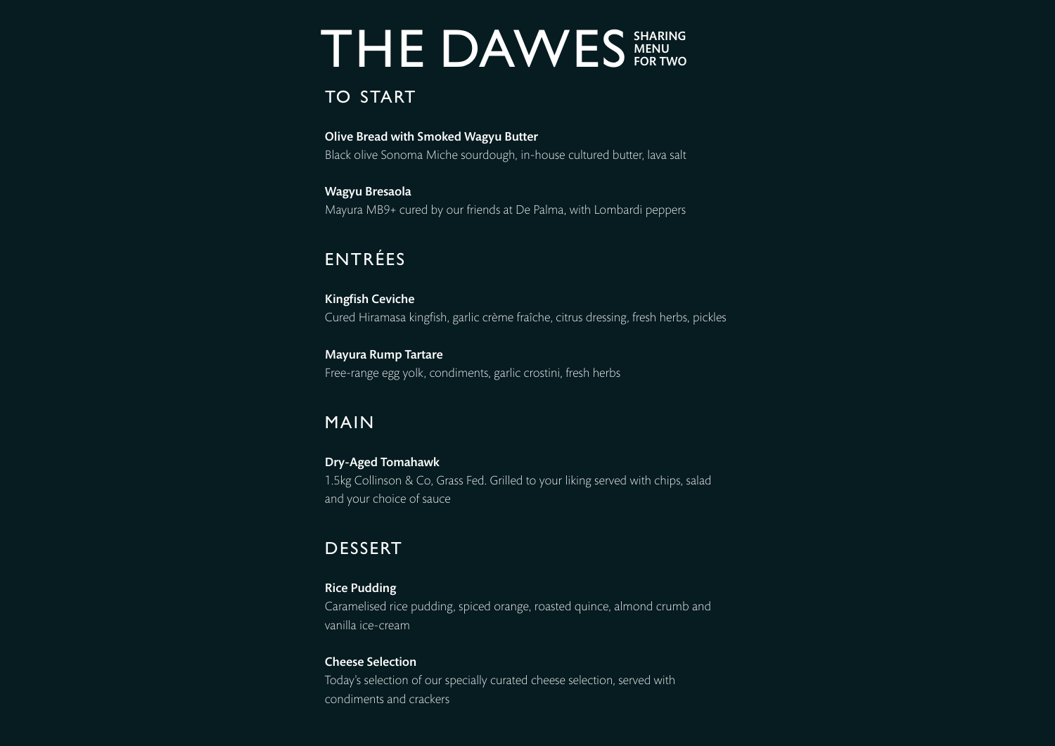# THE DAWES SHARING MENU FOR TWO

## TO START

**Olive Bread with Smoked Wagyu Butter**
Black olive Sonoma Miche sourdough, in-house cultured butter, lava salt

**Wagyu Bresaola**
Mayura MB9+ cured by our friends at De Palma, with Lombardi peppers

## ENTRÉES

**Kingfish Ceviche**
Cured Hiramasa kingfish, garlic crème fraîche, citrus dressing, fresh herbs, pickles

**Mayura Rump Tartare**
Free-range egg yolk, condiments, garlic crostini, fresh herbs

## MAIN

**Dry-Aged Tomahawk**
1.5kg Collinson & Co, Grass Fed. Grilled to your liking served with chips, salad and your choice of sauce

## DESSERT

**Rice Pudding**
Caramelised rice pudding, spiced orange, roasted quince, almond crumb and vanilla ice-cream

**Cheese Selection**
Today's selection of our specially curated cheese selection, served with condiments and crackers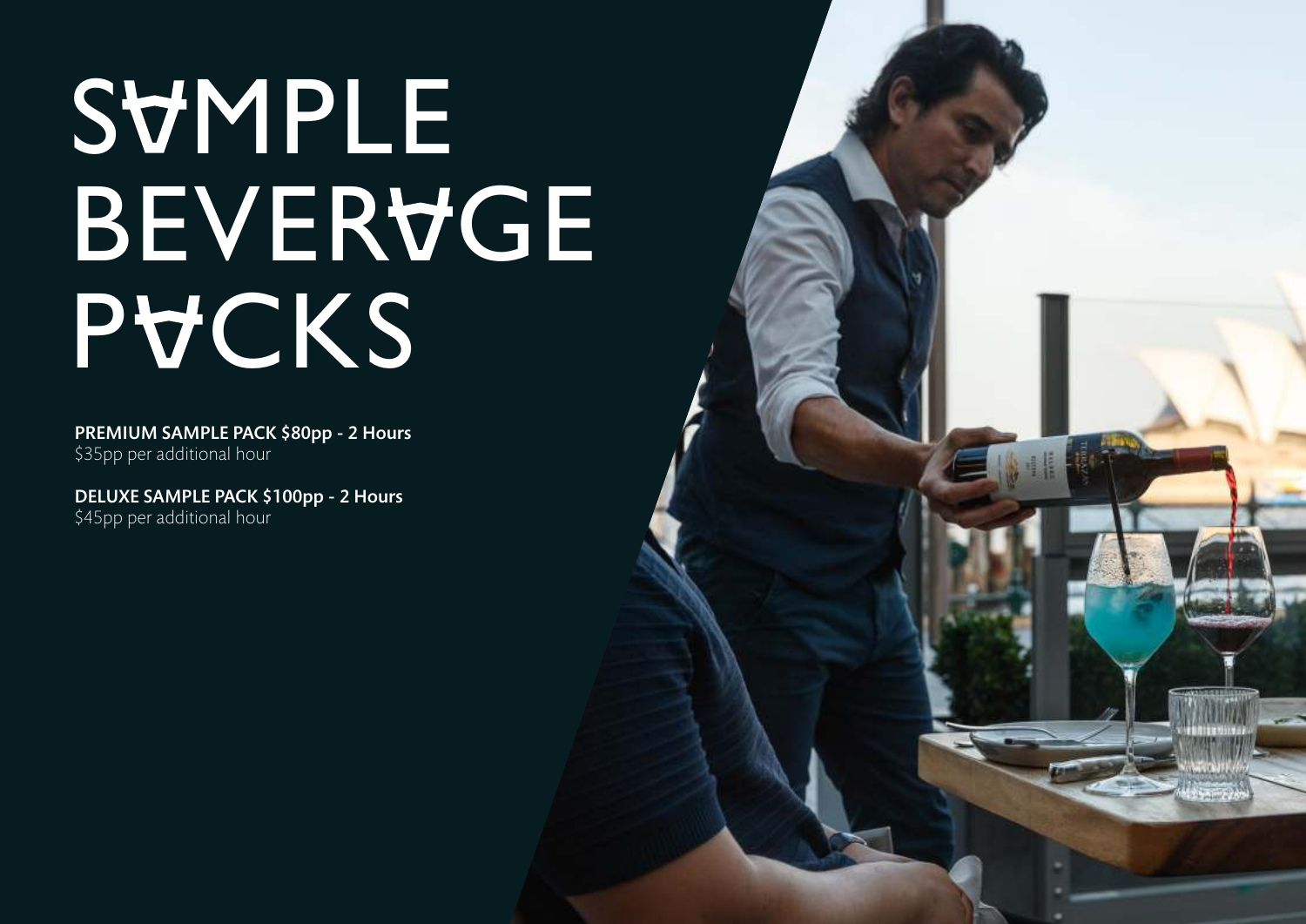# SAMPLE BEVERAGE PACKS

**PREMIUM SAMPLE PACK $80pp - 2 Hours**
$35pp per additional hour

**DELUXE SAMPLE PACK $100pp - 2 Hours**
$45pp per additional hour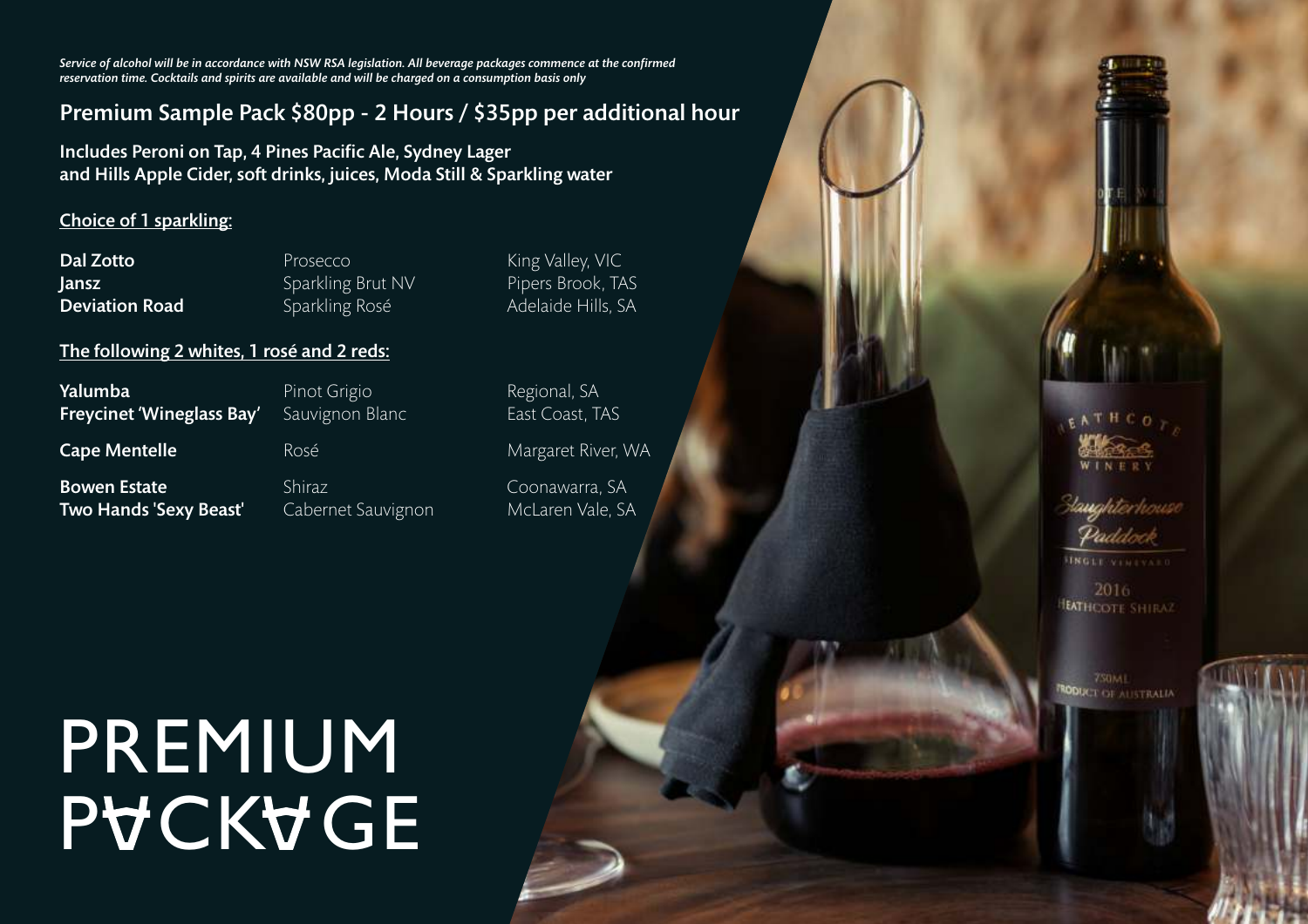*Service of alcohol will be in accordance with NSW RSA legislation. All beverage packages commence at the confirmed reservation time. Cocktails and spirits are available and will be charged on a consumption basis only*

## Premium Sample Pack $80pp - 2 Hours / $35pp per additional hour

**Includes Peroni on Tap, 4 Pines Pacific Ale, Sydney Lager and Hills Apple Cider, soft drinks, juices, Moda Still & Sparkling water**

**Choice of 1 sparkling:**

| | | |
|---|---|---|
| **Dal Zotto** | Prosecco | King Valley, VIC |
| **Jansz** | Sparkling Brut NV | Pipers Brook, TAS |
| **Deviation Road** | Sparkling Rosé | Adelaide Hills, SA |

**The following 2 whites, 1 rosé and 2 reds:**

| | | |
|---|---|---|
| **Yalumba** | Pinot Grigio | Regional, SA |
| **Freycinet 'Wineglass Bay'** | Sauvignon Blanc | East Coast, TAS |
| **Cape Mentelle** | Rosé | Margaret River, WA |
| **Bowen Estate** | Shiraz | Coonawarra, SA |
| **Two Hands 'Sexy Beast'** | Cabernet Sauvignon | McLaren Vale, SA |

# PREMIUM PACKAGE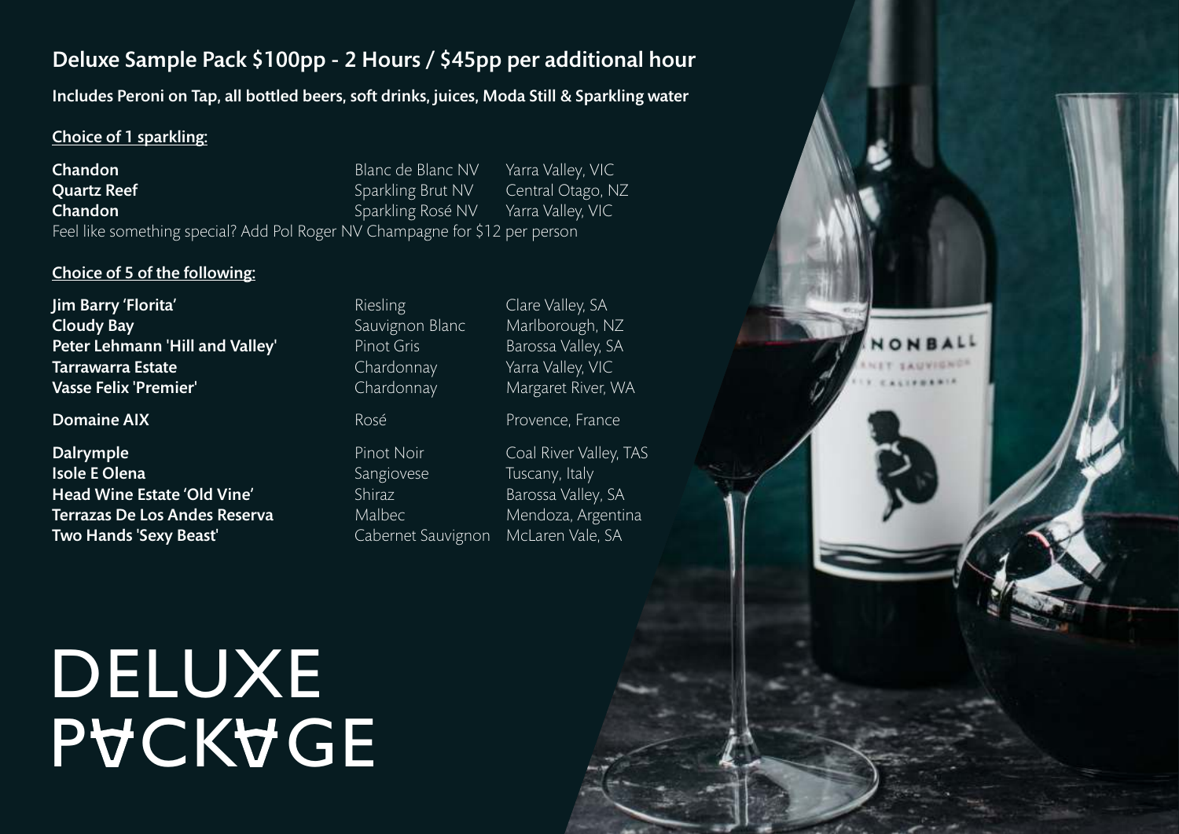## Deluxe Sample Pack $100pp - 2 Hours / $45pp per additional hour

**Includes Peroni on Tap, all bottled beers, soft drinks, juices, Moda Still & Sparkling water**

### Choice of 1 sparkling:

| | | |
|---|---|---|
| **Chandon** | Blanc de Blanc NV | Yarra Valley, VIC |
| **Quartz Reef** | Sparkling Brut NV | Central Otago, NZ |
| **Chandon** | Sparkling Rosé NV | Yarra Valley, VIC |

Feel like something special? Add Pol Roger NV Champagne for $12 per person

### Choice of 5 of the following:

| | | |
|---|---|---|
| **Jim Barry 'Florita'** | Riesling | Clare Valley, SA |
| **Cloudy Bay** | Sauvignon Blanc | Marlborough, NZ |
| **Peter Lehmann 'Hill and Valley'** | Pinot Gris | Barossa Valley, SA |
| **Tarrawarra Estate** | Chardonnay | Yarra Valley, VIC |
| **Vasse Felix 'Premier'** | Chardonnay | Margaret River, WA |
| **Domaine AIX** | Rosé | Provence, France |
| **Dalrymple** | Pinot Noir | Coal River Valley, TAS |
| **Isole E Olena** | Sangiovese | Tuscany, Italy |
| **Head Wine Estate 'Old Vine'** | Shiraz | Barossa Valley, SA |
| **Terrazas De Los Andes Reserva** | Malbec | Mendoza, Argentina |
| **Two Hands 'Sexy Beast'** | Cabernet Sauvignon | McLaren Vale, SA |

# DELUXE PACKAGE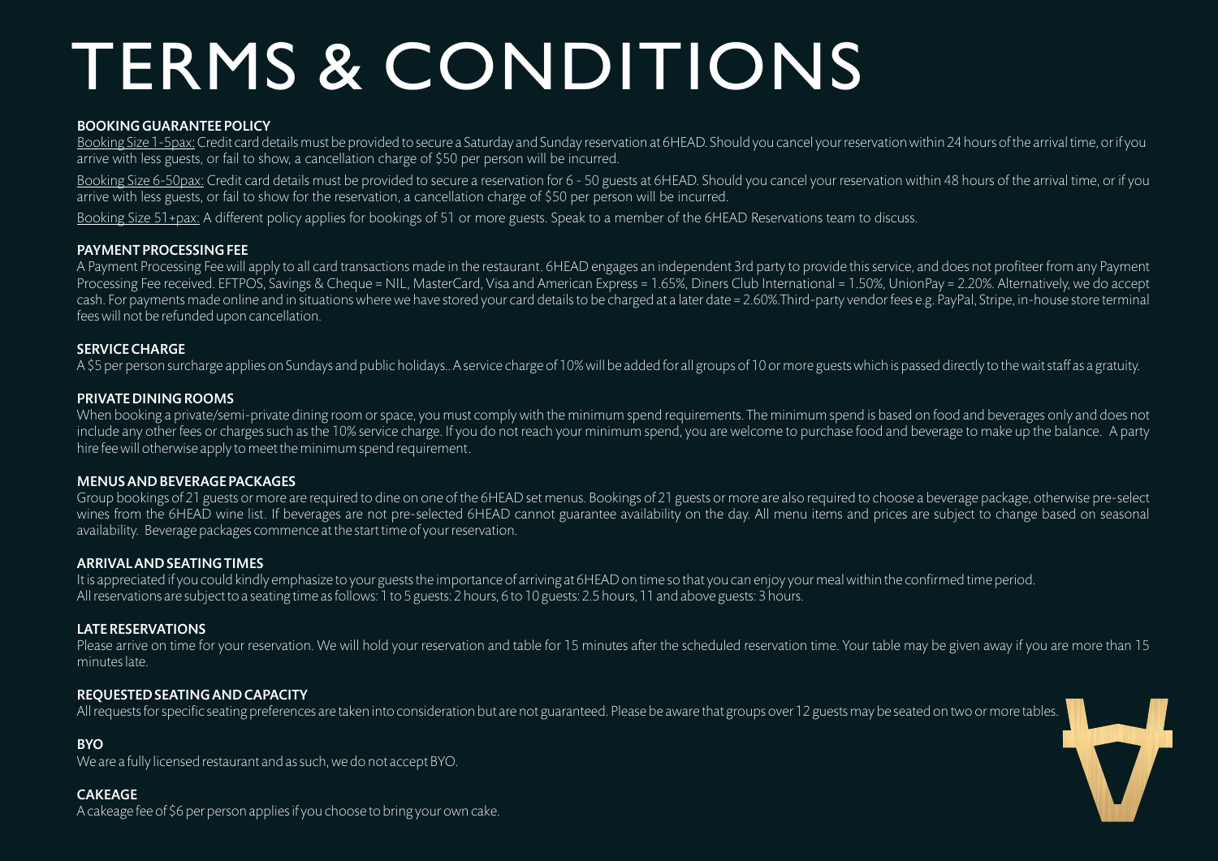# TERMS & CONDITIONS

### BOOKING GUARANTEE POLICY

Booking Size 1-5pax: Credit card details must be provided to secure a Saturday and Sunday reservation at 6HEAD. Should you cancel your reservation within 24 hours of the arrival time, or if you arrive with less guests, or fail to show, a cancellation charge of $50 per person will be incurred.

Booking Size 6-50pax: Credit card details must be provided to secure a reservation for 6 - 50 guests at 6HEAD. Should you cancel your reservation within 48 hours of the arrival time, or if you arrive with less guests, or fail to show for the reservation, a cancellation charge of $50 per person will be incurred.

Booking Size 51+pax: A different policy applies for bookings of 51 or more guests. Speak to a member of the 6HEAD Reservations team to discuss.

### PAYMENT PROCESSING FEE

A Payment Processing Fee will apply to all card transactions made in the restaurant. 6HEAD engages an independent 3rd party to provide this service, and does not profiteer from any Payment Processing Fee received. EFTPOS, Savings & Cheque = NIL, MasterCard, Visa and American Express = 1.65%, Diners Club International = 1.50%, UnionPay = 2.20%. Alternatively, we do accept cash. For payments made online and in situations where we have stored your card details to be charged at a later date = 2.60%.Third-party vendor fees e.g. PayPal, Stripe, in-house store terminal fees will not be refunded upon cancellation.

### SERVICE CHARGE

A $5 per person surcharge applies on Sundays and public holidays.. A service charge of 10% will be added for all groups of 10 or more guests which is passed directly to the wait staff as a gratuity.

### PRIVATE DINING ROOMS

When booking a private/semi-private dining room or space, you must comply with the minimum spend requirements. The minimum spend is based on food and beverages only and does not include any other fees or charges such as the 10% service charge. If you do not reach your minimum spend, you are welcome to purchase food and beverage to make up the balance. A party hire fee will otherwise apply to meet the minimum spend requirement.

### MENUS AND BEVERAGE PACKAGES

Group bookings of 21 guests or more are required to dine on one of the 6HEAD set menus. Bookings of 21 guests or more are also required to choose a beverage package, otherwise pre-select wines from the 6HEAD wine list. If beverages are not pre-selected 6HEAD cannot guarantee availability on the day. All menu items and prices are subject to change based on seasonal availability. Beverage packages commence at the start time of your reservation.

### ARRIVAL AND SEATING TIMES

It is appreciated if you could kindly emphasize to your guests the importance of arriving at 6HEAD on time so that you can enjoy your meal within the confirmed time period.
All reservations are subject to a seating time as follows: 1 to 5 guests: 2 hours, 6 to 10 guests: 2.5 hours, 11 and above guests: 3 hours.

### LATE RESERVATIONS

Please arrive on time for your reservation. We will hold your reservation and table for 15 minutes after the scheduled reservation time. Your table may be given away if you are more than 15 minutes late.

### REQUESTED SEATING AND CAPACITY

All requests for specific seating preferences are taken into consideration but are not guaranteed. Please be aware that groups over 12 guests may be seated on two or more tables.

### BYO

We are a fully licensed restaurant and as such, we do not accept BYO.

### CAKEAGE

A cakeage fee of $6 per person applies if you choose to bring your own cake.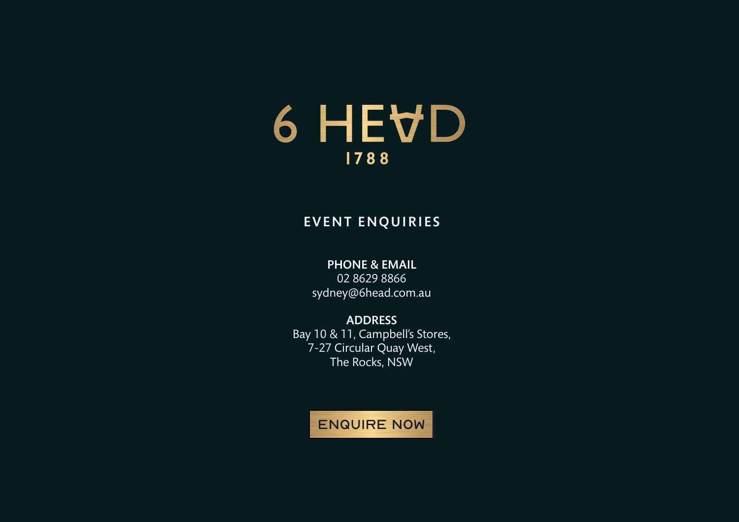# 6 HEAD

1788

## EVENT ENQUIRIES

**PHONE & EMAIL**
02 8629 8866
sydney@6head.com.au

**ADDRESS**
Bay 10 & 11, Campbell's Stores,
7-27 Circular Quay West,
The Rocks, NSW

ENQUIRE NOW